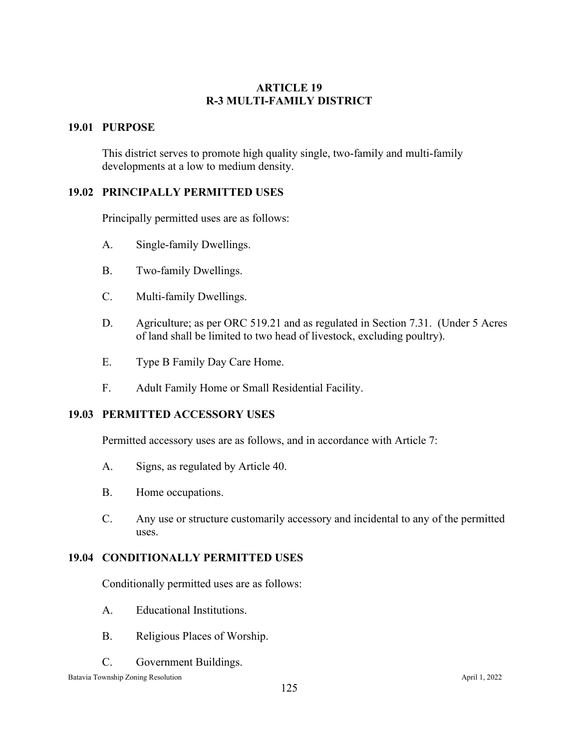# ARTICLE 19
# R-3 MULTI-FAMILY DISTRICT

## 19.01 PURPOSE

This district serves to promote high quality single, two-family and multi-family developments at a low to medium density.

## 19.02 PRINCIPALLY PERMITTED USES

Principally permitted uses are as follows:

A. Single-family Dwellings.

B. Two-family Dwellings.

C. Multi-family Dwellings.

D. Agriculture; as per ORC 519.21 and as regulated in Section 7.31. (Under 5 Acres of land shall be limited to two head of livestock, excluding poultry).

E. Type B Family Day Care Home.

F. Adult Family Home or Small Residential Facility.

## 19.03 PERMITTED ACCESSORY USES

Permitted accessory uses are as follows, and in accordance with Article 7:

A. Signs, as regulated by Article 40.

B. Home occupations.

C. Any use or structure customarily accessory and incidental to any of the permitted uses.

## 19.04 CONDITIONALLY PERMITTED USES

Conditionally permitted uses are as follows:

A. Educational Institutions.

B. Religious Places of Worship.

C. Government Buildings.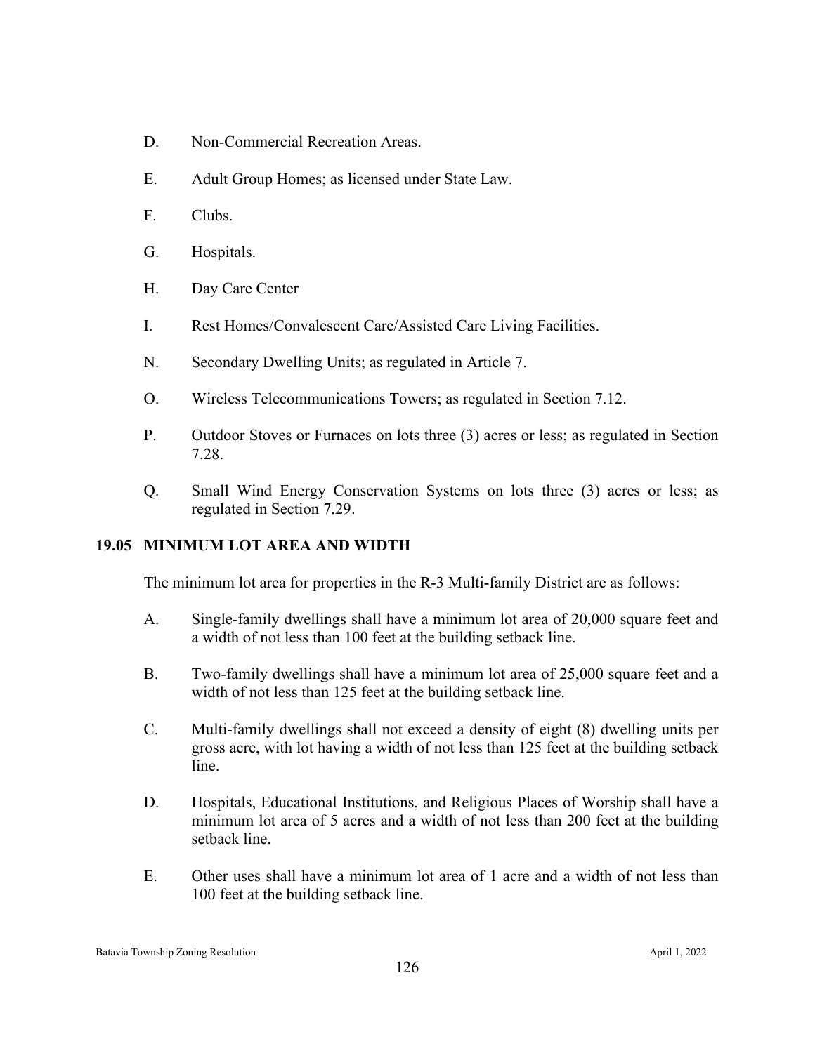D. Non-Commercial Recreation Areas.

E. Adult Group Homes; as licensed under State Law.

F. Clubs.

G. Hospitals.

H. Day Care Center

I. Rest Homes/Convalescent Care/Assisted Care Living Facilities.

N. Secondary Dwelling Units; as regulated in Article 7.

O. Wireless Telecommunications Towers; as regulated in Section 7.12.

P. Outdoor Stoves or Furnaces on lots three (3) acres or less; as regulated in Section 7.28.

Q. Small Wind Energy Conservation Systems on lots three (3) acres or less; as regulated in Section 7.29.

## 19.05 MINIMUM LOT AREA AND WIDTH

The minimum lot area for properties in the R-3 Multi-family District are as follows:

A. Single-family dwellings shall have a minimum lot area of 20,000 square feet and a width of not less than 100 feet at the building setback line.

B. Two-family dwellings shall have a minimum lot area of 25,000 square feet and a width of not less than 125 feet at the building setback line.

C. Multi-family dwellings shall not exceed a density of eight (8) dwelling units per gross acre, with lot having a width of not less than 125 feet at the building setback line.

D. Hospitals, Educational Institutions, and Religious Places of Worship shall have a minimum lot area of 5 acres and a width of not less than 200 feet at the building setback line.

E. Other uses shall have a minimum lot area of 1 acre and a width of not less than 100 feet at the building setback line.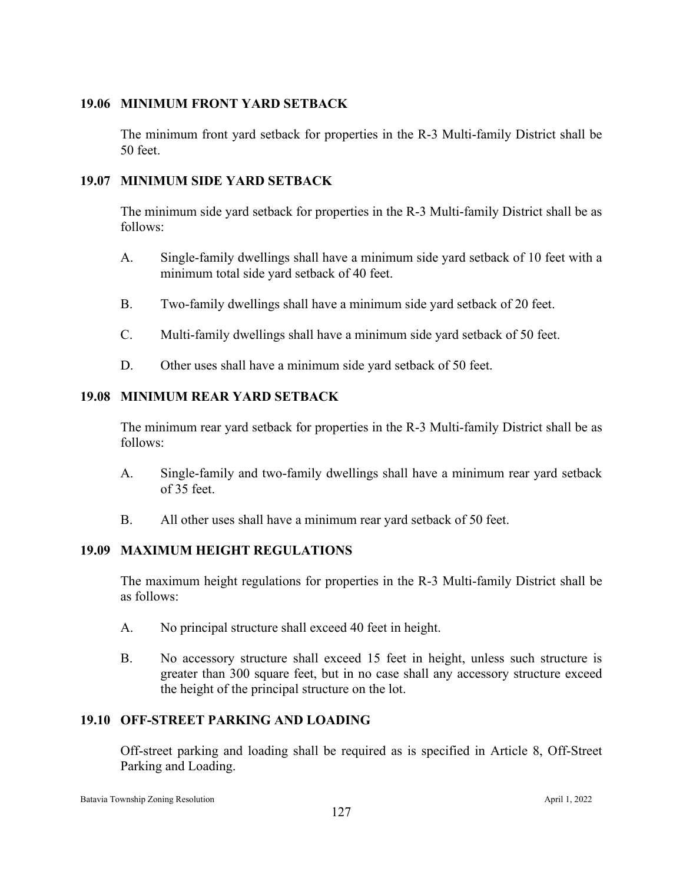## 19.06 MINIMUM FRONT YARD SETBACK

The minimum front yard setback for properties in the R-3 Multi-family District shall be 50 feet.

## 19.07 MINIMUM SIDE YARD SETBACK

The minimum side yard setback for properties in the R-3 Multi-family District shall be as follows:

A. Single-family dwellings shall have a minimum side yard setback of 10 feet with a minimum total side yard setback of 40 feet.

B. Two-family dwellings shall have a minimum side yard setback of 20 feet.

C. Multi-family dwellings shall have a minimum side yard setback of 50 feet.

D. Other uses shall have a minimum side yard setback of 50 feet.

## 19.08 MINIMUM REAR YARD SETBACK

The minimum rear yard setback for properties in the R-3 Multi-family District shall be as follows:

A. Single-family and two-family dwellings shall have a minimum rear yard setback of 35 feet.

B. All other uses shall have a minimum rear yard setback of 50 feet.

## 19.09 MAXIMUM HEIGHT REGULATIONS

The maximum height regulations for properties in the R-3 Multi-family District shall be as follows:

A. No principal structure shall exceed 40 feet in height.

B. No accessory structure shall exceed 15 feet in height, unless such structure is greater than 300 square feet, but in no case shall any accessory structure exceed the height of the principal structure on the lot.

## 19.10 OFF-STREET PARKING AND LOADING

Off-street parking and loading shall be required as is specified in Article 8, Off-Street Parking and Loading.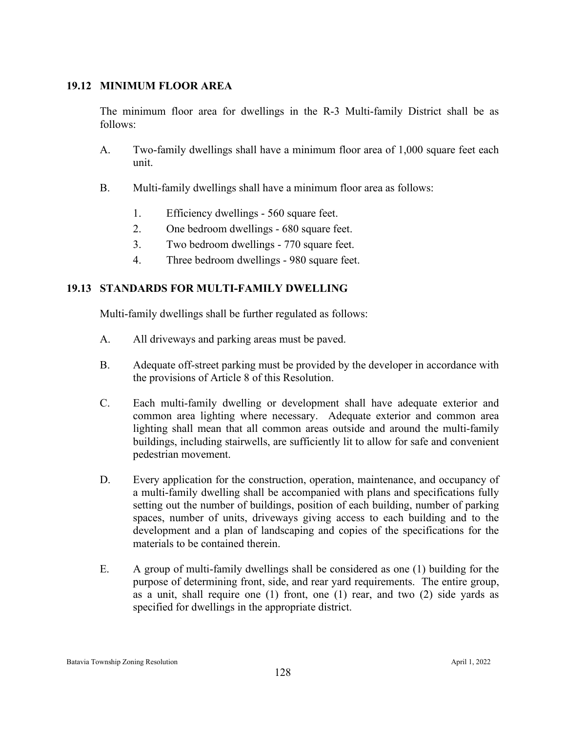## 19.12 MINIMUM FLOOR AREA

The minimum floor area for dwellings in the R-3 Multi-family District shall be as follows:

A. Two-family dwellings shall have a minimum floor area of 1,000 square feet each unit.

B. Multi-family dwellings shall have a minimum floor area as follows:

   1. Efficiency dwellings - 560 square feet.
   2. One bedroom dwellings - 680 square feet.
   3. Two bedroom dwellings - 770 square feet.
   4. Three bedroom dwellings - 980 square feet.

## 19.13 STANDARDS FOR MULTI-FAMILY DWELLING

Multi-family dwellings shall be further regulated as follows:

A. All driveways and parking areas must be paved.

B. Adequate off-street parking must be provided by the developer in accordance with the provisions of Article 8 of this Resolution.

C. Each multi-family dwelling or development shall have adequate exterior and common area lighting where necessary. Adequate exterior and common area lighting shall mean that all common areas outside and around the multi-family buildings, including stairwells, are sufficiently lit to allow for safe and convenient pedestrian movement.

D. Every application for the construction, operation, maintenance, and occupancy of a multi-family dwelling shall be accompanied with plans and specifications fully setting out the number of buildings, position of each building, number of parking spaces, number of units, driveways giving access to each building and to the development and a plan of landscaping and copies of the specifications for the materials to be contained therein.

E. A group of multi-family dwellings shall be considered as one (1) building for the purpose of determining front, side, and rear yard requirements. The entire group, as a unit, shall require one (1) front, one (1) rear, and two (2) side yards as specified for dwellings in the appropriate district.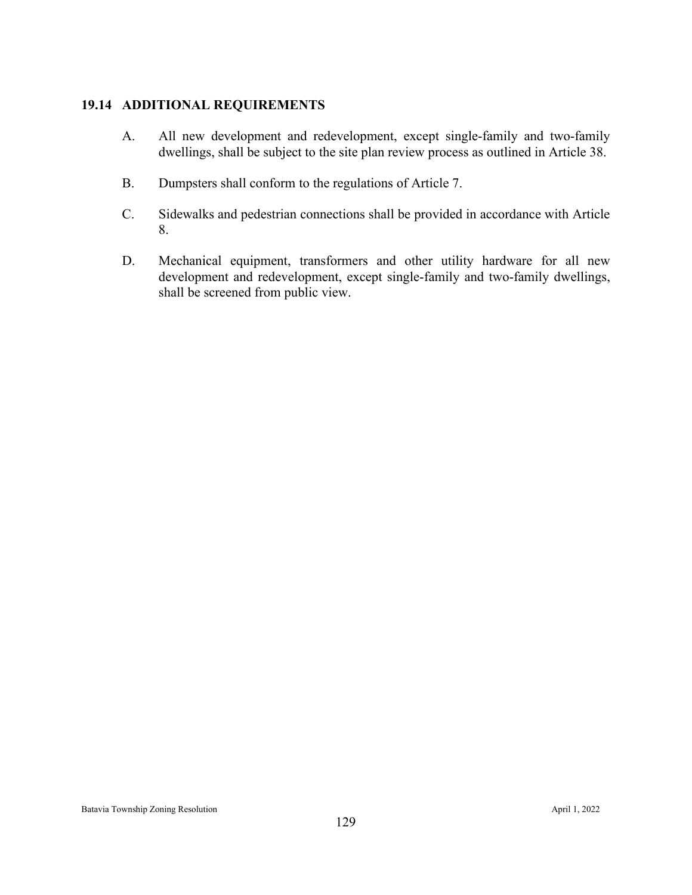## 19.14 ADDITIONAL REQUIREMENTS

A. All new development and redevelopment, except single-family and two-family dwellings, shall be subject to the site plan review process as outlined in Article 38.

B. Dumpsters shall conform to the regulations of Article 7.

C. Sidewalks and pedestrian connections shall be provided in accordance with Article 8.

D. Mechanical equipment, transformers and other utility hardware for all new development and redevelopment, except single-family and two-family dwellings, shall be screened from public view.